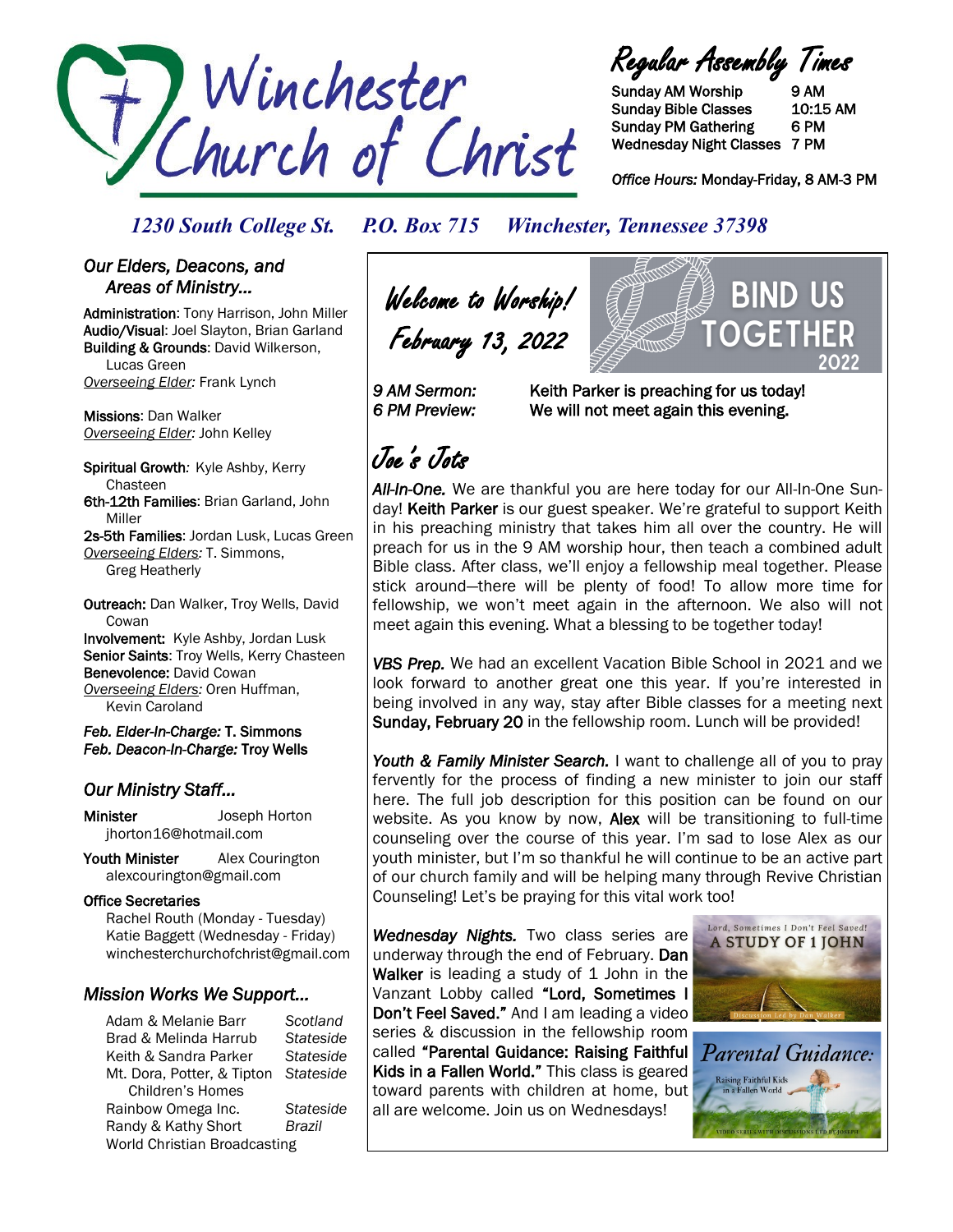# Winchester Church of Christ

## Regular Assembly Times

| | |
|---|---|
| Sunday AM Worship | 9 AM |
| Sunday Bible Classes | 10:15 AM |
| Sunday PM Gathering | 6 PM |
| Wednesday Night Classes | 7 PM |

*Office Hours:* Monday-Friday, 8 AM-3 PM

*1230 South College St. P.O. Box 715 Winchester, Tennessee 37398*

## *Our Elders, Deacons, and Areas of Ministry...*

**Administration**: Tony Harrison, John Miller
**Audio/Visual**: Joel Slayton, Brian Garland
**Building & Grounds**: David Wilkerson, Lucas Green
*Overseeing Elder:* Frank Lynch

**Missions**: Dan Walker
*Overseeing Elder:* John Kelley

**Spiritual Growth**: Kyle Ashby, Kerry Chasteen
**6th-12th Families**: Brian Garland, John Miller
**2s-5th Families**: Jordan Lusk, Lucas Green
*Overseeing Elders:* T. Simmons, Greg Heatherly

**Outreach:** Dan Walker, Troy Wells, David Cowan
**Involvement:** Kyle Ashby, Jordan Lusk
**Senior Saints**: Troy Wells, Kerry Chasteen
**Benevolence:** David Cowan
*Overseeing Elders:* Oren Huffman, Kevin Caroland

*Feb. Elder-In-Charge:* **T. Simmons**
*Feb. Deacon-In-Charge:* **Troy Wells**

## *Our Ministry Staff...*

**Minister** Joseph Horton
jhorton16@hotmail.com

**Youth Minister** Alex Courington
alexcourington@gmail.com

**Office Secretaries**
Rachel Routh (Monday - Tuesday)
Katie Baggett (Wednesday - Friday)
winchesterchurchofchrist@gmail.com

## *Mission Works We Support...*

| | |
|---|---|
| Adam & Melanie Barr | *Scotland* |
| Brad & Melinda Harrub | *Stateside* |
| Keith & Sandra Parker | *Stateside* |
| Mt. Dora, Potter, & Tipton Children's Homes | *Stateside* |
| Rainbow Omega Inc. | *Stateside* |
| Randy & Kathy Short | *Brazil* |
| World Christian Broadcasting | |

## *Welcome to Worship! February 13, 2022*

**BIND US TOGETHER 2022**

*9 AM Sermon:* **Keith Parker is preaching for us today!**
*6 PM Preview:* **We will not meet again this evening.**

## *Joe's Jots*

***All-In-One.*** We are thankful you are here today for our All-In-One Sunday! **Keith Parker** is our guest speaker. We're grateful to support Keith in his preaching ministry that takes him all over the country. He will preach for us in the 9 AM worship hour, then teach a combined adult Bible class. After class, we'll enjoy a fellowship meal together. Please stick around—there will be plenty of food! To allow more time for fellowship, we won't meet again in the afternoon. We also will not meet again this evening. What a blessing to be together today!

***VBS Prep.*** We had an excellent Vacation Bible School in 2021 and we look forward to another great one this year. If you're interested in being involved in any way, stay after Bible classes for a meeting next **Sunday, February 20** in the fellowship room. Lunch will be provided!

***Youth & Family Minister Search.*** I want to challenge all of you to pray fervently for the process of finding a new minister to join our staff here. The full job description for this position can be found on our website. As you know by now, **Alex** will be transitioning to full-time counseling over the course of this year. I'm sad to lose Alex as our youth minister, but I'm so thankful he will continue to be an active part of our church family and will be helping many through Revive Christian Counseling! Let's be praying for this vital work too!

***Wednesday Nights.*** Two class series are underway through the end of February. **Dan Walker** is leading a study of 1 John in the Vanzant Lobby called **"Lord, Sometimes I Don't Feel Saved."** And I am leading a video series & discussion in the fellowship room called **"Parental Guidance: Raising Faithful Kids in a Fallen World."** This class is geared toward parents with children at home, but all are welcome. Join us on Wednesdays!

Lord, Sometimes I Don't Feel Saved! A STUDY OF 1 JOHN — Discussion Led by Dan Walker

Parental Guidance: Raising Faithful Kids in a Fallen World — Video Series with Discussions Led by Joseph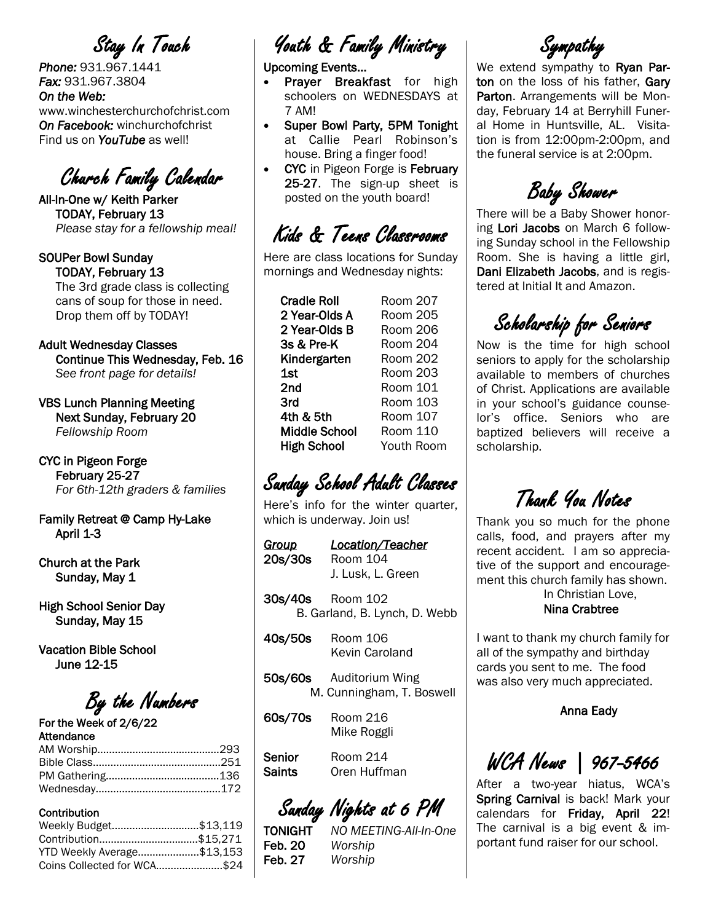## Stay In Touch

*Phone:* 931.967.1441
*Fax:* 931.967.3804
*On the Web:*
www.winchesterchurchofchrist.com
*On Facebook:* winchurchofchrist
Find us on *YouTube* as well!

## Church Family Calendar

**All-In-One w/ Keith Parker**
**TODAY, February 13**
*Please stay for a fellowship meal!*

**SOUPer Bowl Sunday**
**TODAY, February 13**
The 3rd grade class is collecting cans of soup for those in need. Drop them off by TODAY!

**Adult Wednesday Classes**
**Continue This Wednesday, Feb. 16**
*See front page for details!*

**VBS Lunch Planning Meeting**
**Next Sunday, February 20**
*Fellowship Room*

**CYC in Pigeon Forge**
**February 25-27**
*For 6th-12th graders & families*

**Family Retreat @ Camp Hy-Lake**
**April 1-3**

**Church at the Park**
**Sunday, May 1**

**High School Senior Day**
**Sunday, May 15**

**Vacation Bible School**
**June 12-15**

## By the Numbers

**For the Week of 2/6/22**

**Attendance**

| | |
|---|---|
| AM Worship | 293 |
| Bible Class | 251 |
| PM Gathering | 136 |
| Wednesday | 172 |

**Contribution**

| | |
|---|---|
| Weekly Budget | $13,119 |
| Contribution | $15,271 |
| YTD Weekly Average | $13,153 |
| Coins Collected for WCA | $24 |

## Youth & Family Ministry

**Upcoming Events...**

- **Prayer Breakfast** for high schoolers on WEDNESDAYS at 7 AM!
- **Super Bowl Party, 5PM Tonight** at Callie Pearl Robinson's house. Bring a finger food!
- **CYC** in Pigeon Forge is **February 25-27**. The sign-up sheet is posted on the youth board!

## Kids & Teens Classrooms

Here are class locations for Sunday mornings and Wednesday nights:

| | |
|---|---|
| **Cradle Roll** | Room 207 |
| **2 Year-Olds A** | Room 205 |
| **2 Year-Olds B** | Room 206 |
| **3s & Pre-K** | Room 204 |
| **Kindergarten** | Room 202 |
| **1st** | Room 203 |
| **2nd** | Room 101 |
| **3rd** | Room 103 |
| **4th & 5th** | Room 107 |
| **Middle School** | Room 110 |
| **High School** | Youth Room |

## Sunday School Adult Classes

Here's info for the winter quarter, which is underway. Join us!

| *Group* | *Location/Teacher* |
|---|---|
| **20s/30s** | Room 104<br>J. Lusk, L. Green |
| **30s/40s** | Room 102<br>B. Garland, B. Lynch, D. Webb |
| **40s/50s** | Room 106<br>Kevin Caroland |
| **50s/60s** | Auditorium Wing<br>M. Cunningham, T. Boswell |
| **60s/70s** | Room 216<br>Mike Roggli |
| **Senior Saints** | Room 214<br>Oren Huffman |

## Sunday Nights at 6 PM

| | |
|---|---|
| **TONIGHT** | *NO MEETING-All-In-One* |
| **Feb. 20** | *Worship* |
| **Feb. 27** | *Worship* |

## Sympathy

We extend sympathy to **Ryan Parton** on the loss of his father, **Gary Parton**. Arrangements will be Monday, February 14 at Berryhill Funeral Home in Huntsville, AL. Visitation is from 12:00pm-2:00pm, and the funeral service is at 2:00pm.

## Baby Shower

There will be a Baby Shower honoring **Lori Jacobs** on March 6 following Sunday school in the Fellowship Room. She is having a little girl, **Dani Elizabeth Jacobs**, and is registered at Initial It and Amazon.

## Scholarship for Seniors

Now is the time for high school seniors to apply for the scholarship available to members of churches of Christ. Applications are available in your school's guidance counselor's office. Seniors who are baptized believers will receive a scholarship.

## Thank You Notes

Thank you so much for the phone calls, food, and prayers after my recent accident. I am so appreciative of the support and encouragement this church family has shown.

In Christian Love,
**Nina Crabtree**

I want to thank my church family for all of the sympathy and birthday cards you sent to me. The food was also very much appreciated.

**Anna Eady**

## WCA News | 967-5466

After a two-year hiatus, WCA's **Spring Carnival** is back! Mark your calendars for **Friday, April 22**! The carnival is a big event & important fund raiser for our school.